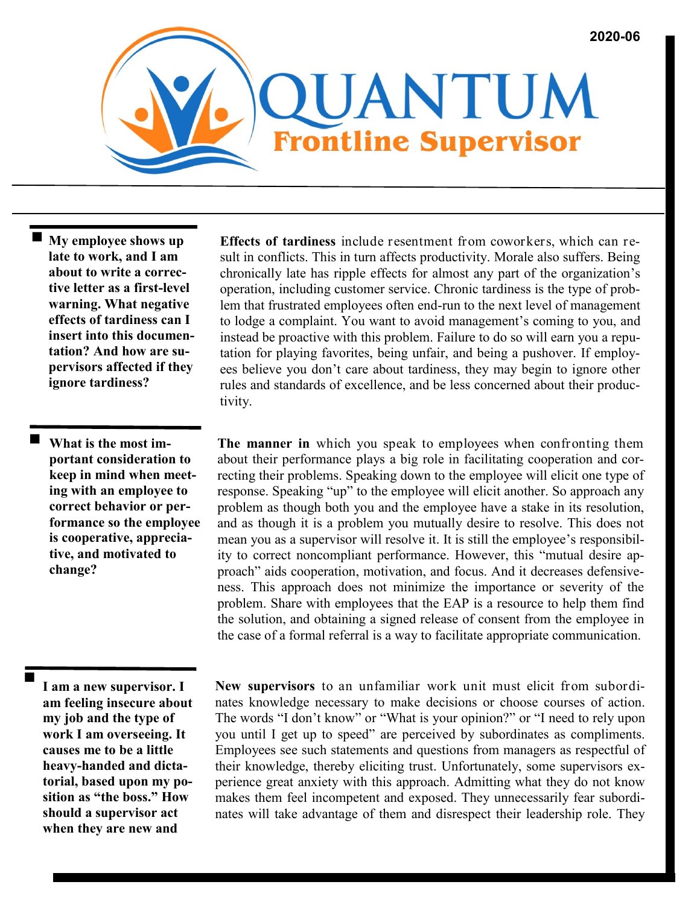2020-06

# QUANTUM
## Frontline Supervisor

**My employee shows up late to work, and I am about to write a corrective letter as a first-level warning. What negative effects of tardiness can I insert into this documentation? And how are supervisors affected if they ignore tardiness?**

**Effects of tardiness** include resentment from coworkers, which can result in conflicts. This in turn affects productivity. Morale also suffers. Being chronically late has ripple effects for almost any part of the organization's operation, including customer service. Chronic tardiness is the type of problem that frustrated employees often end-run to the next level of management to lodge a complaint. You want to avoid management's coming to you, and instead be proactive with this problem. Failure to do so will earn you a reputation for playing favorites, being unfair, and being a pushover. If employees believe you don't care about tardiness, they may begin to ignore other rules and standards of excellence, and be less concerned about their productivity.

**What is the most important consideration to keep in mind when meeting with an employee to correct behavior or performance so the employee is cooperative, appreciative, and motivated to change?**

**The manner in** which you speak to employees when confronting them about their performance plays a big role in facilitating cooperation and correcting their problems. Speaking down to the employee will elicit one type of response. Speaking "up" to the employee will elicit another. So approach any problem as though both you and the employee have a stake in its resolution, and as though it is a problem you mutually desire to resolve. This does not mean you as a supervisor will resolve it. It is still the employee's responsibility to correct noncompliant performance. However, this "mutual desire approach" aids cooperation, motivation, and focus. And it decreases defensiveness. This approach does not minimize the importance or severity of the problem. Share with employees that the EAP is a resource to help them find the solution, and obtaining a signed release of consent from the employee in the case of a formal referral is a way to facilitate appropriate communication.

**I am a new supervisor. I am feeling insecure about my job and the type of work I am overseeing. It causes me to be a little heavy-handed and dictatorial, based upon my position as "the boss." How should a supervisor act when they are new and**

**New supervisors** to an unfamiliar work unit must elicit from subordinates knowledge necessary to make decisions or choose courses of action. The words "I don't know" or "What is your opinion?" or "I need to rely upon you until I get up to speed" are perceived by subordinates as compliments. Employees see such statements and questions from managers as respectful of their knowledge, thereby eliciting trust. Unfortunately, some supervisors experience great anxiety with this approach. Admitting what they do not know makes them feel incompetent and exposed. They unnecessarily fear subordinates will take advantage of them and disrespect their leadership role. They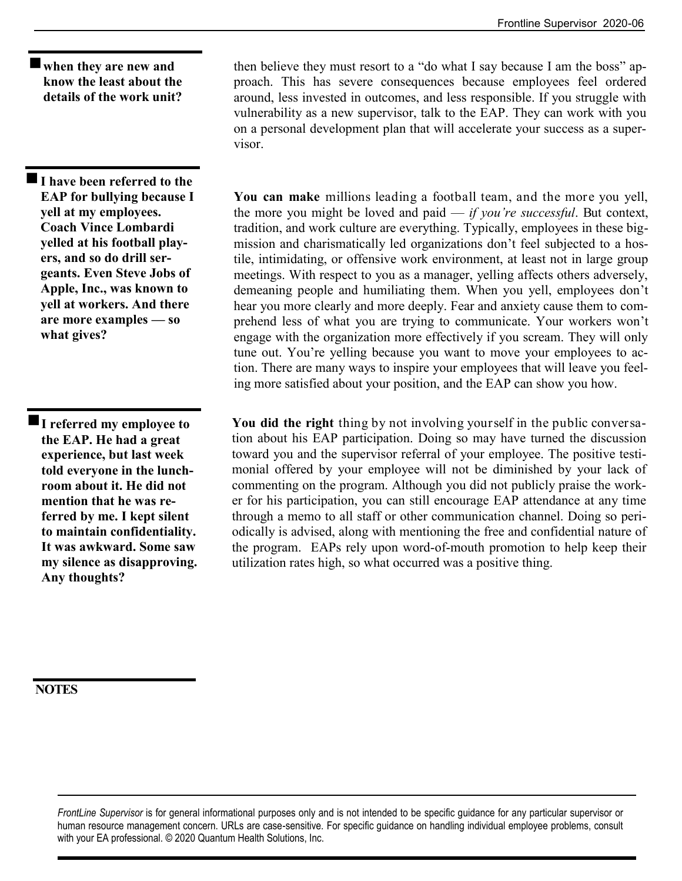**when they are new and know the least about the details of the work unit?**

then believe they must resort to a "do what I say because I am the boss" approach. This has severe consequences because employees feel ordered around, less invested in outcomes, and less responsible. If you struggle with vulnerability as a new supervisor, talk to the EAP. They can work with you on a personal development plan that will accelerate your success as a supervisor.

**I have been referred to the EAP for bullying because I yell at my employees. Coach Vince Lombardi yelled at his football players, and so do drill sergeants. Even Steve Jobs of Apple, Inc., was known to yell at workers. And there are more examples — so what gives?**

**You can make** millions leading a football team, and the more you yell, the more you might be loved and paid — *if you're successful*. But context, tradition, and work culture are everything. Typically, employees in these big-mission and charismatically led organizations don't feel subjected to a hostile, intimidating, or offensive work environment, at least not in large group meetings. With respect to you as a manager, yelling affects others adversely, demeaning people and humiliating them. When you yell, employees don't hear you more clearly and more deeply. Fear and anxiety cause them to comprehend less of what you are trying to communicate. Your workers won't engage with the organization more effectively if you scream. They will only tune out. You're yelling because you want to move your employees to action. There are many ways to inspire your employees that will leave you feeling more satisfied about your position, and the EAP can show you how.

**I referred my employee to the EAP. He had a great experience, but last week told everyone in the lunchroom about it. He did not mention that he was referred by me. I kept silent to maintain confidentiality. It was awkward. Some saw my silence as disapproving. Any thoughts?**

**You did the right** thing by not involving yourself in the public conversation about his EAP participation. Doing so may have turned the discussion toward you and the supervisor referral of your employee. The positive testimonial offered by your employee will not be diminished by your lack of commenting on the program. Although you did not publicly praise the worker for his participation, you can still encourage EAP attendance at any time through a memo to all staff or other communication channel. Doing so periodically is advised, along with mentioning the free and confidential nature of the program. EAPs rely upon word-of-mouth promotion to help keep their utilization rates high, so what occurred was a positive thing.

**NOTES**

*FrontLine Supervisor* is for general informational purposes only and is not intended to be specific guidance for any particular supervisor or human resource management concern. URLs are case-sensitive. For specific guidance on handling individual employee problems, consult with your EA professional. © 2020 Quantum Health Solutions, Inc.